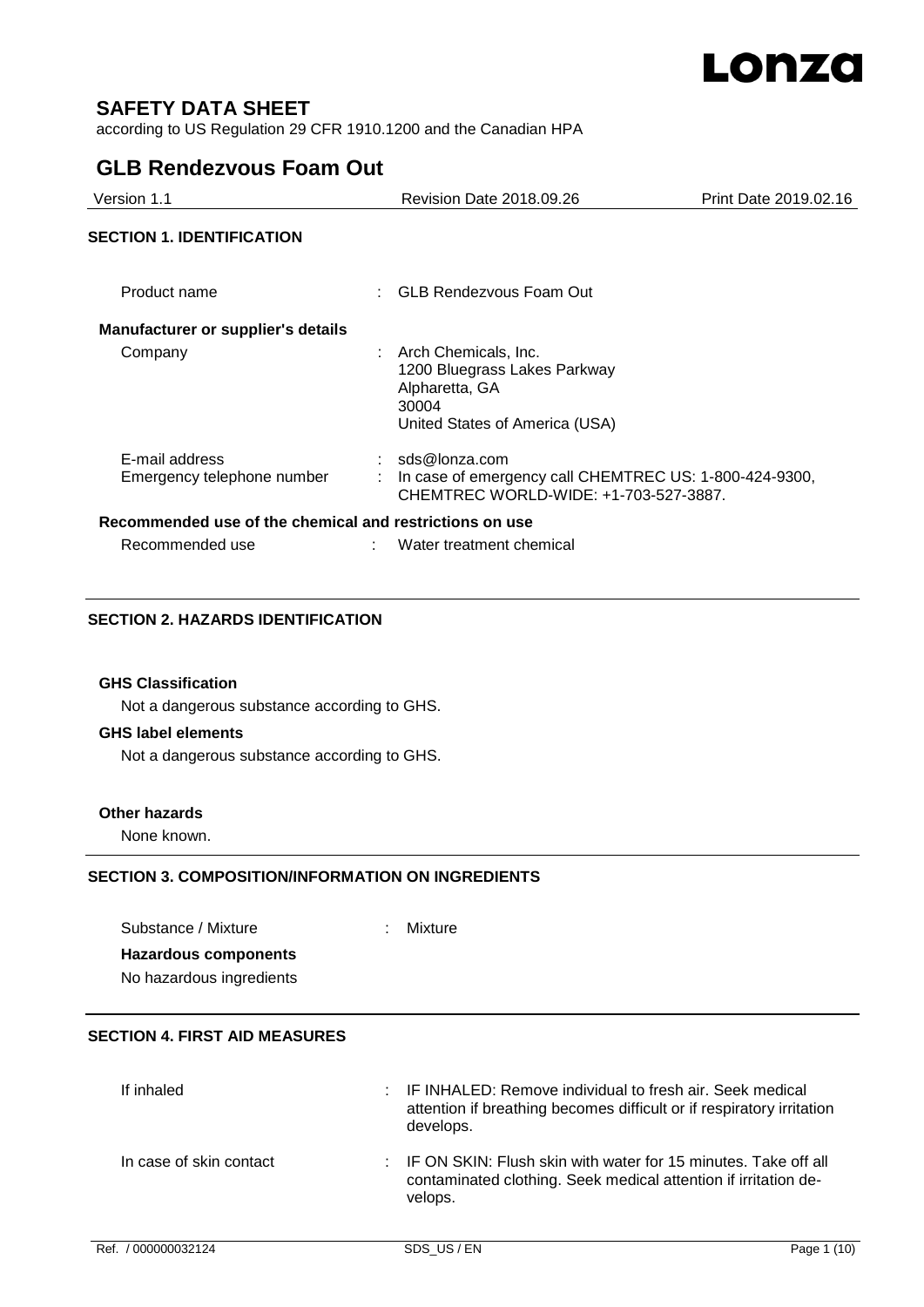# SAFETY DATA SHEET

according to US Regulation 29 CFR 1910.1200 and the Canadian HPA

## GLB Rendezvous Foam Out

| Version 1.1 | Revision Date 2018.09.26 | Print Date 2019.02.16 |
|---|---|---|

### SECTION 1. IDENTIFICATION

Product name : GLB Rendezvous Foam Out

**Manufacturer or supplier's details**

Company : Arch Chemicals, Inc.
1200 Bluegrass Lakes Parkway
Alpharetta, GA
30004
United States of America (USA)

E-mail address : sds@lonza.com

Emergency telephone number : In case of emergency call CHEMTREC US: 1-800-424-9300, CHEMTREC WORLD-WIDE: +1-703-527-3887.

**Recommended use of the chemical and restrictions on use**

Recommended use : Water treatment chemical

### SECTION 2. HAZARDS IDENTIFICATION

**GHS Classification**

Not a dangerous substance according to GHS.

**GHS label elements**

Not a dangerous substance according to GHS.

**Other hazards**

None known.

### SECTION 3. COMPOSITION/INFORMATION ON INGREDIENTS

Substance / Mixture : Mixture

**Hazardous components**

No hazardous ingredients

### SECTION 4. FIRST AID MEASURES

If inhaled : IF INHALED: Remove individual to fresh air. Seek medical attention if breathing becomes difficult or if respiratory irritation develops.

In case of skin contact : IF ON SKIN: Flush skin with water for 15 minutes. Take off all contaminated clothing. Seek medical attention if irritation develops.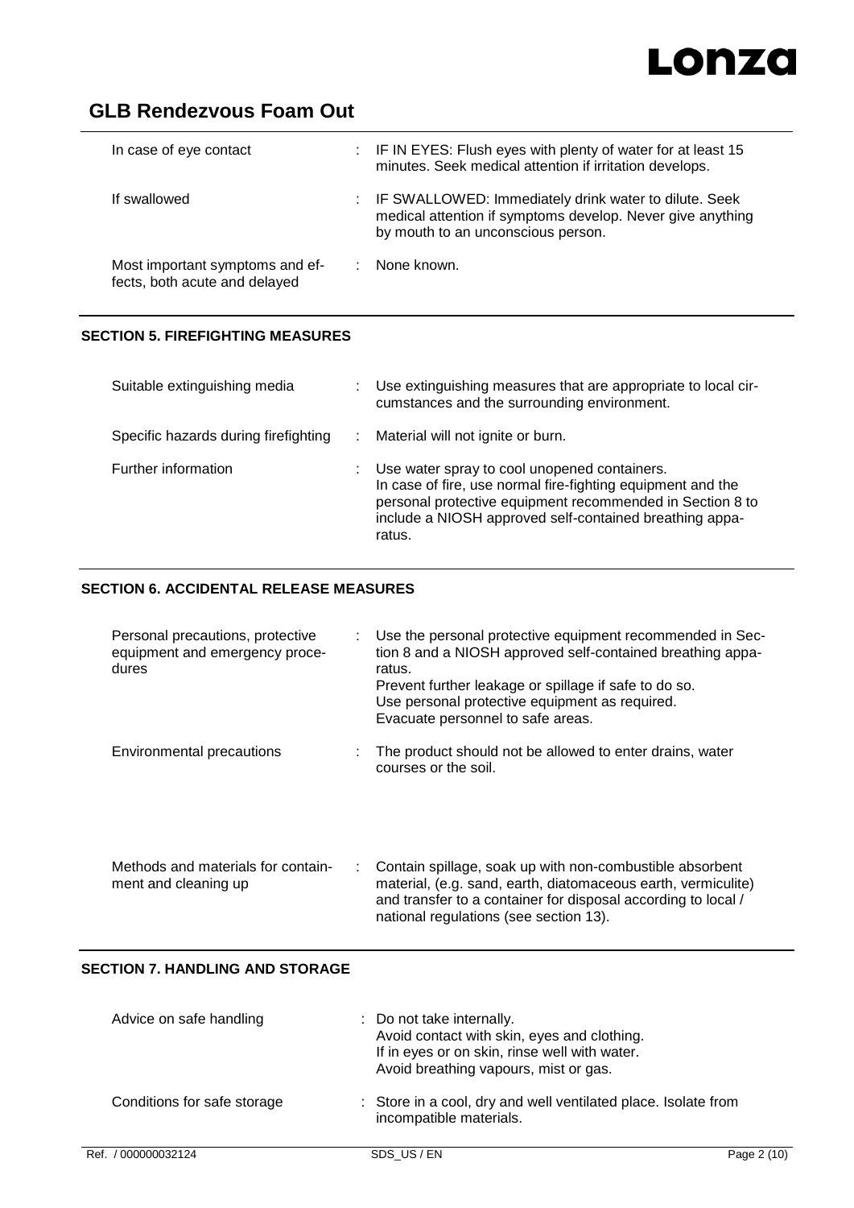| | |
|---|---|
| In case of eye contact | : IF IN EYES: Flush eyes with plenty of water for at least 15 minutes. Seek medical attention if irritation develops. |
| If swallowed | : IF SWALLOWED: Immediately drink water to dilute. Seek medical attention if symptoms develop. Never give anything by mouth to an unconscious person. |
| Most important symptoms and effects, both acute and delayed | : None known. |

## SECTION 5. FIREFIGHTING MEASURES

| | |
|---|---|
| Suitable extinguishing media | : Use extinguishing measures that are appropriate to local circumstances and the surrounding environment. |
| Specific hazards during firefighting | : Material will not ignite or burn. |
| Further information | : Use water spray to cool unopened containers.<br>In case of fire, use normal fire-fighting equipment and the personal protective equipment recommended in Section 8 to include a NIOSH approved self-contained breathing apparatus. |

## SECTION 6. ACCIDENTAL RELEASE MEASURES

| | |
|---|---|
| Personal precautions, protective equipment and emergency procedures | : Use the personal protective equipment recommended in Section 8 and a NIOSH approved self-contained breathing apparatus.<br>Prevent further leakage or spillage if safe to do so.<br>Use personal protective equipment as required.<br>Evacuate personnel to safe areas. |
| Environmental precautions | : The product should not be allowed to enter drains, water courses or the soil. |
| Methods and materials for containment and cleaning up | : Contain spillage, soak up with non-combustible absorbent material, (e.g. sand, earth, diatomaceous earth, vermiculite) and transfer to a container for disposal according to local / national regulations (see section 13). |

## SECTION 7. HANDLING AND STORAGE

| | |
|---|---|
| Advice on safe handling | : Do not take internally.<br>Avoid contact with skin, eyes and clothing.<br>If in eyes or on skin, rinse well with water.<br>Avoid breathing vapours, mist or gas. |
| Conditions for safe storage | : Store in a cool, dry and well ventilated place. Isolate from incompatible materials. |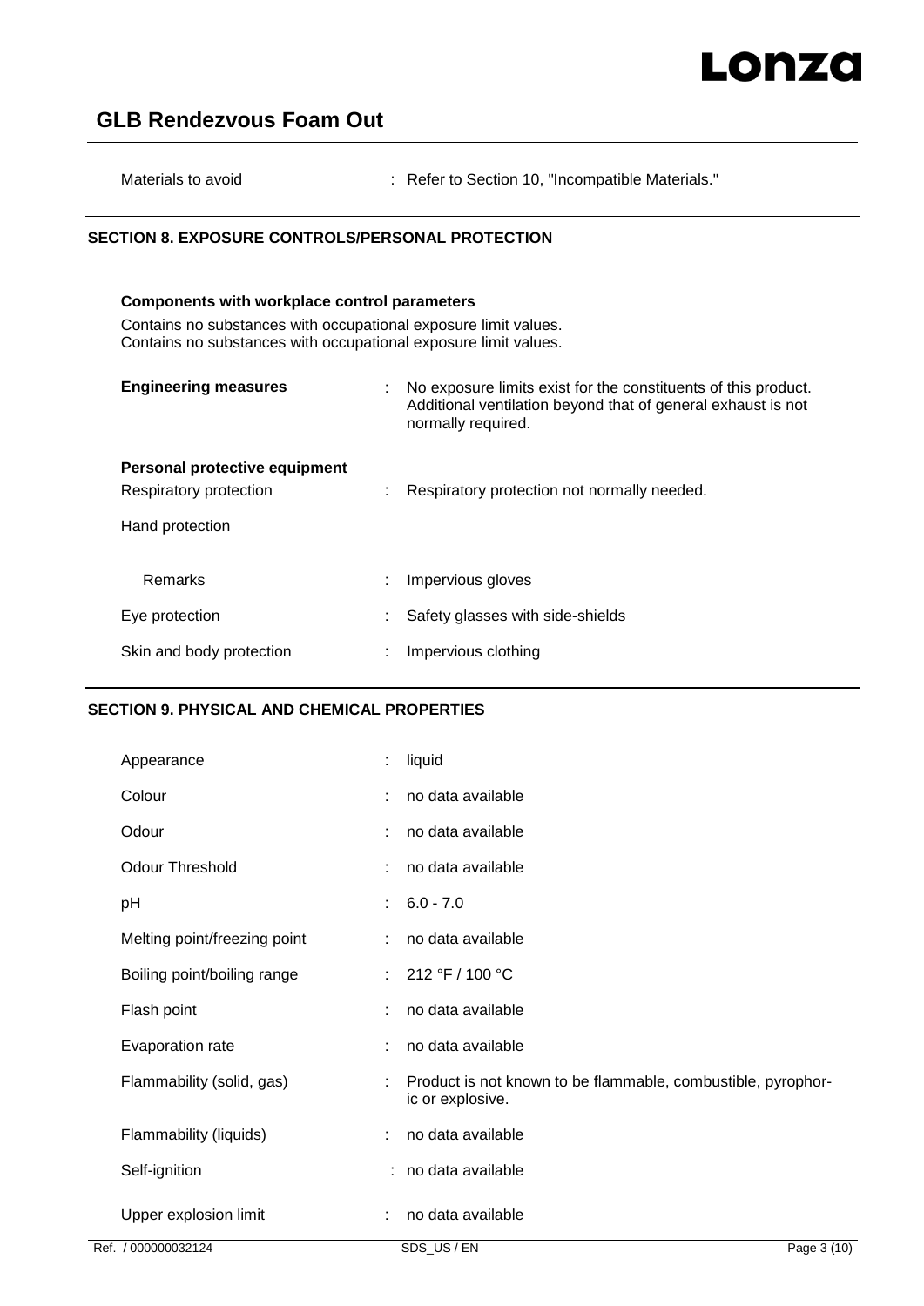| | | |
|---|---|---|
| Materials to avoid | : | Refer to Section 10, "Incompatible Materials." |

## SECTION 8. EXPOSURE CONTROLS/PERSONAL PROTECTION

**Components with workplace control parameters**

Contains no substances with occupational exposure limit values.
Contains no substances with occupational exposure limit values.

| | | |
|---|---|---|
| **Engineering measures** | : | No exposure limits exist for the constituents of this product. Additional ventilation beyond that of general exhaust is not normally required. |

**Personal protective equipment**

| | | |
|---|---|---|
| Respiratory protection | : | Respiratory protection not normally needed. |
| Hand protection | | |
| Remarks | : | Impervious gloves |
| Eye protection | : | Safety glasses with side-shields |
| Skin and body protection | : | Impervious clothing |

## SECTION 9. PHYSICAL AND CHEMICAL PROPERTIES

| | | |
|---|---|---|
| Appearance | : | liquid |
| Colour | : | no data available |
| Odour | : | no data available |
| Odour Threshold | : | no data available |
| pH | : | 6.0 - 7.0 |
| Melting point/freezing point | : | no data available |
| Boiling point/boiling range | : | 212 °F / 100 °C |
| Flash point | : | no data available |
| Evaporation rate | : | no data available |
| Flammability (solid, gas) | : | Product is not known to be flammable, combustible, pyrophoric or explosive. |
| Flammability (liquids) | : | no data available |
| Self-ignition | : | no data available |
| Upper explosion limit | : | no data available |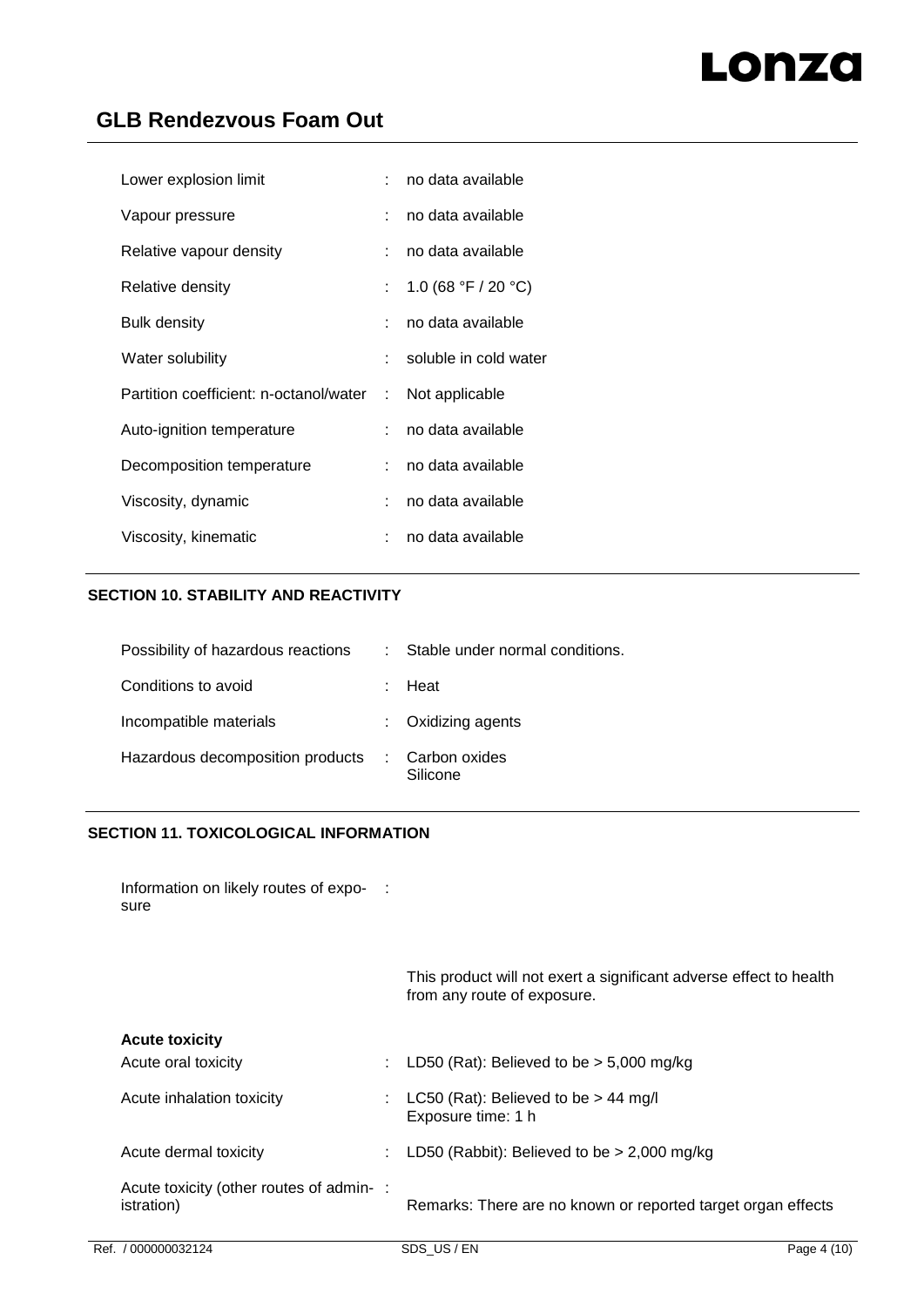| | | |
|---|---|---|
| Lower explosion limit | : | no data available |
| Vapour pressure | : | no data available |
| Relative vapour density | : | no data available |
| Relative density | : | 1.0 (68 °F / 20 °C) |
| Bulk density | : | no data available |
| Water solubility | : | soluble in cold water |
| Partition coefficient: n-octanol/water | : | Not applicable |
| Auto-ignition temperature | : | no data available |
| Decomposition temperature | : | no data available |
| Viscosity, dynamic | : | no data available |
| Viscosity, kinematic | : | no data available |

## SECTION 10. STABILITY AND REACTIVITY

| | | |
|---|---|---|
| Possibility of hazardous reactions | : | Stable under normal conditions. |
| Conditions to avoid | : | Heat |
| Incompatible materials | : | Oxidizing agents |
| Hazardous decomposition products | : | Carbon oxides<br>Silicone |

## SECTION 11. TOXICOLOGICAL INFORMATION

Information on likely routes of exposure :

This product will not exert a significant adverse effect to health from any route of exposure.

**Acute toxicity**

| | | |
|---|---|---|
| Acute oral toxicity | : | LD50 (Rat): Believed to be > 5,000 mg/kg |
| Acute inhalation toxicity | : | LC50 (Rat): Believed to be > 44 mg/l<br>Exposure time: 1 h |
| Acute dermal toxicity | : | LD50 (Rabbit): Believed to be > 2,000 mg/kg |
| Acute toxicity (other routes of administration) | : | Remarks: There are no known or reported target organ effects |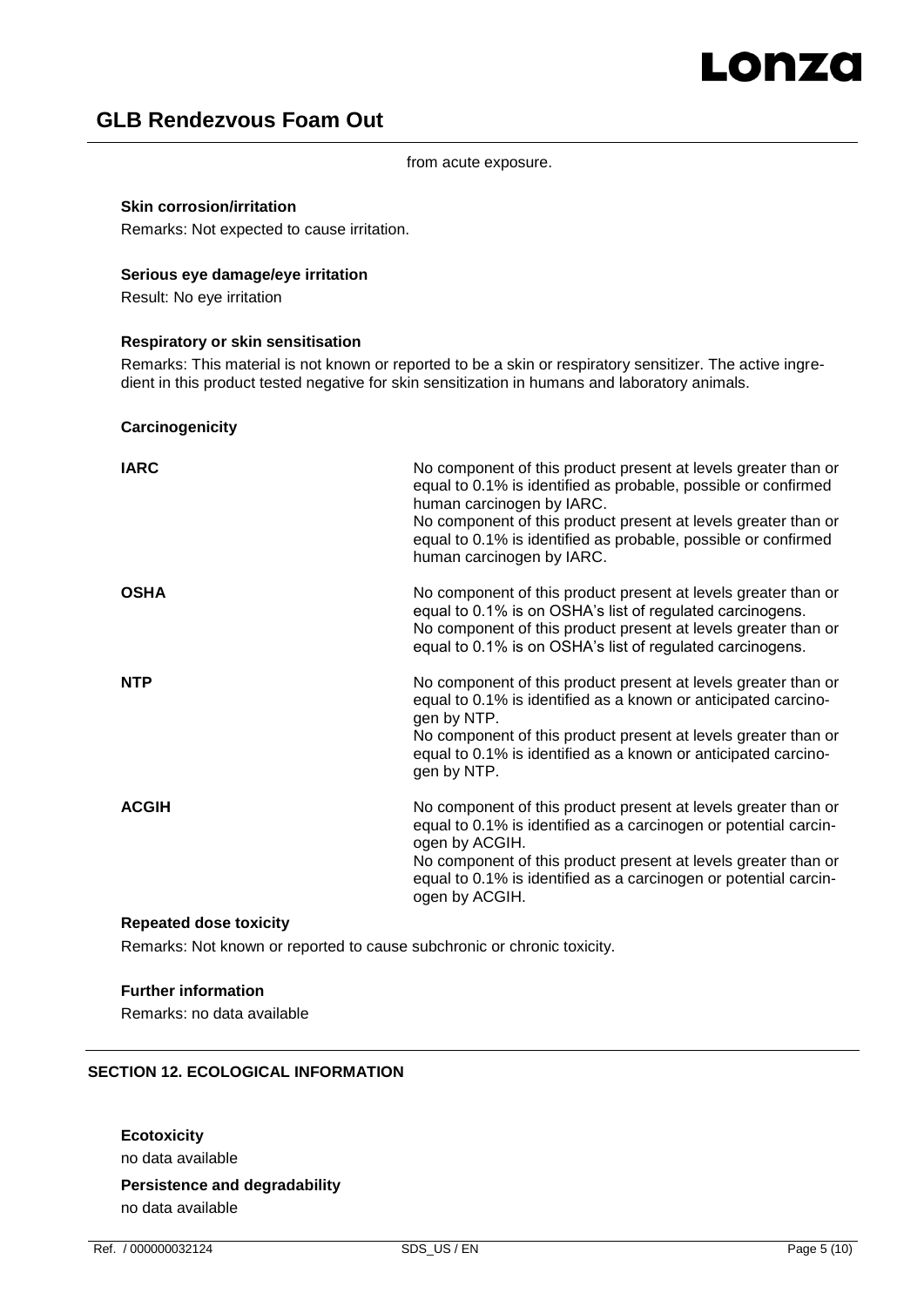from acute exposure.

**Skin corrosion/irritation**

Remarks: Not expected to cause irritation.

**Serious eye damage/eye irritation**

Result: No eye irritation

**Respiratory or skin sensitisation**

Remarks: This material is not known or reported to be a skin or respiratory sensitizer. The active ingredient in this product tested negative for skin sensitization in humans and laboratory animals.

**Carcinogenicity**

| | |
|---|---|
| **IARC** | No component of this product present at levels greater than or equal to 0.1% is identified as probable, possible or confirmed human carcinogen by IARC.<br>No component of this product present at levels greater than or equal to 0.1% is identified as probable, possible or confirmed human carcinogen by IARC. |
| **OSHA** | No component of this product present at levels greater than or equal to 0.1% is on OSHA's list of regulated carcinogens.<br>No component of this product present at levels greater than or equal to 0.1% is on OSHA's list of regulated carcinogens. |
| **NTP** | No component of this product present at levels greater than or equal to 0.1% is identified as a known or anticipated carcinogen by NTP.<br>No component of this product present at levels greater than or equal to 0.1% is identified as a known or anticipated carcinogen by NTP. |
| **ACGIH** | No component of this product present at levels greater than or equal to 0.1% is identified as a carcinogen or potential carcinogen by ACGIH.<br>No component of this product present at levels greater than or equal to 0.1% is identified as a carcinogen or potential carcinogen by ACGIH. |

**Repeated dose toxicity**

Remarks: Not known or reported to cause subchronic or chronic toxicity.

**Further information**

Remarks: no data available

## SECTION 12. ECOLOGICAL INFORMATION

**Ecotoxicity**

no data available

**Persistence and degradability**

no data available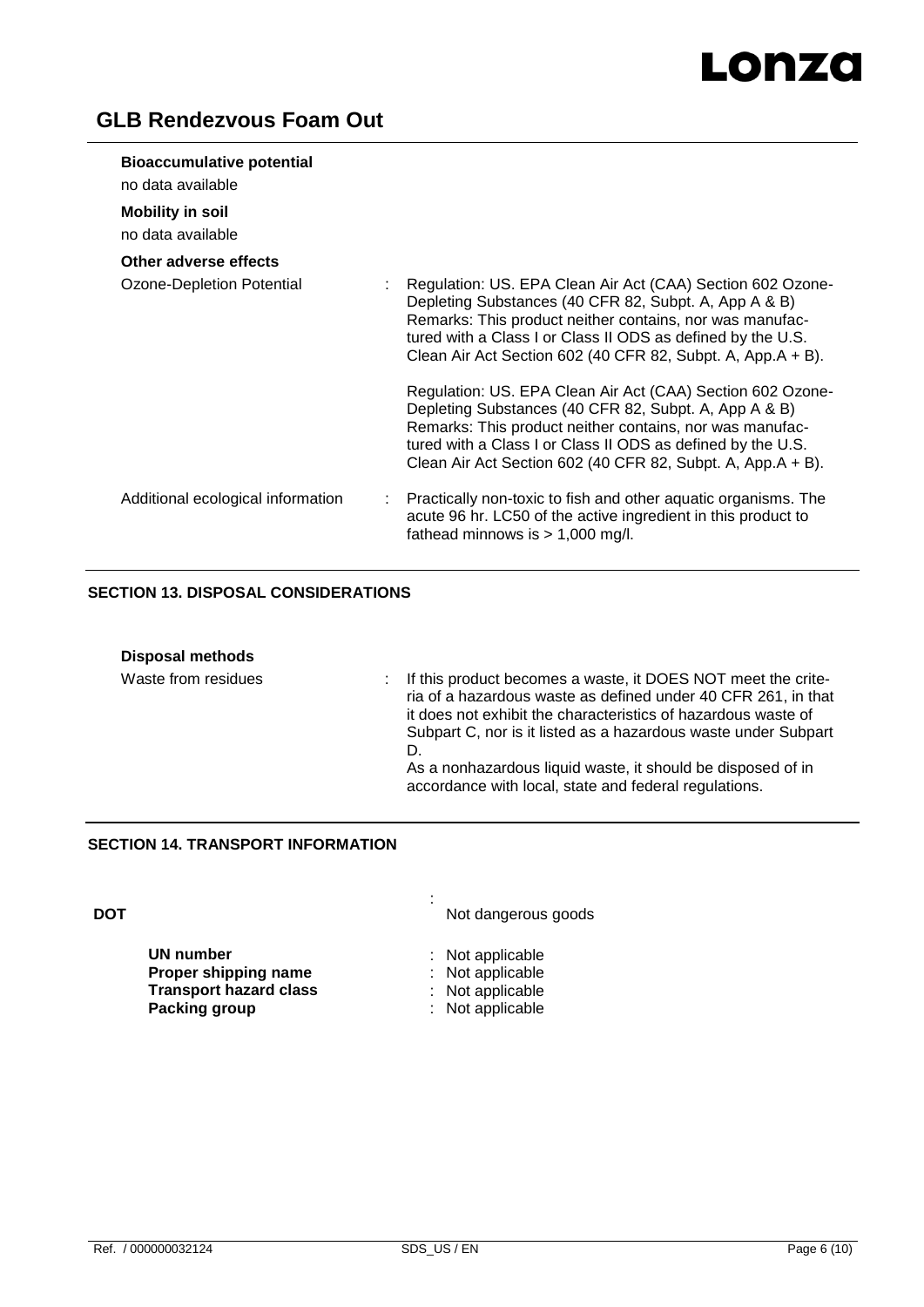**Bioaccumulative potential**

no data available

**Mobility in soil**

no data available

**Other adverse effects**

| | |
|---|---|
| Ozone-Depletion Potential | : Regulation: US. EPA Clean Air Act (CAA) Section 602 Ozone-Depleting Substances (40 CFR 82, Subpt. A, App A & B)<br>Remarks: This product neither contains, nor was manufactured with a Class I or Class II ODS as defined by the U.S. Clean Air Act Section 602 (40 CFR 82, Subpt. A, App.A + B).<br><br>Regulation: US. EPA Clean Air Act (CAA) Section 602 Ozone-Depleting Substances (40 CFR 82, Subpt. A, App A & B)<br>Remarks: This product neither contains, nor was manufactured with a Class I or Class II ODS as defined by the U.S. Clean Air Act Section 602 (40 CFR 82, Subpt. A, App.A + B). |
| Additional ecological information | : Practically non-toxic to fish and other aquatic organisms. The acute 96 hr. LC50 of the active ingredient in this product to fathead minnows is > 1,000 mg/l. |

## SECTION 13. DISPOSAL CONSIDERATIONS

**Disposal methods**

| | |
|---|---|
| Waste from residues | : If this product becomes a waste, it DOES NOT meet the criteria of a hazardous waste as defined under 40 CFR 261, in that it does not exhibit the characteristics of hazardous waste of Subpart C, nor is it listed as a hazardous waste under Subpart D.<br>As a nonhazardous liquid waste, it should be disposed of in accordance with local, state and federal regulations. |

## SECTION 14. TRANSPORT INFORMATION

**DOT** : Not dangerous goods

| | |
|---|---|
| **UN number** | : Not applicable |
| **Proper shipping name** | : Not applicable |
| **Transport hazard class** | : Not applicable |
| **Packing group** | : Not applicable |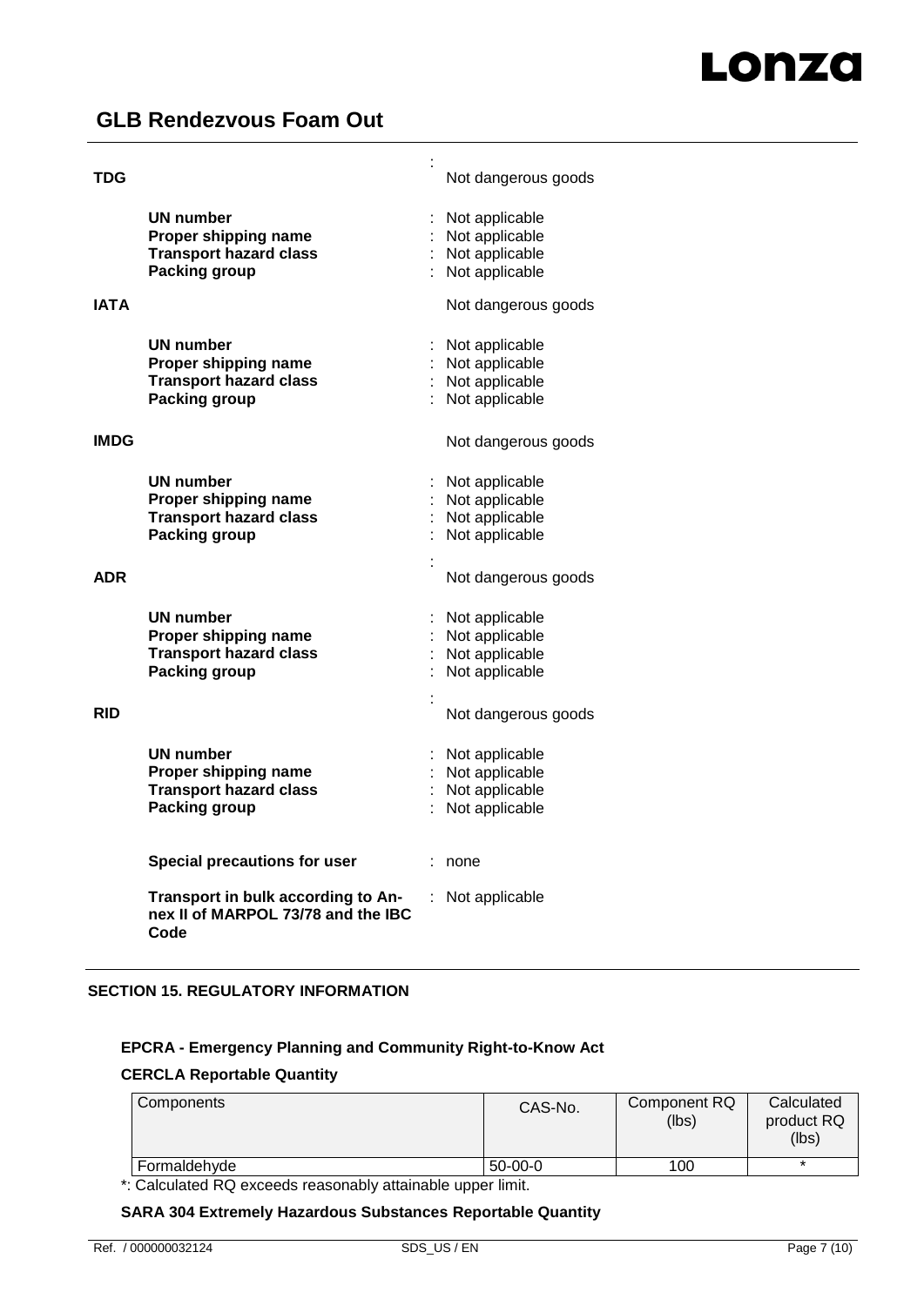**TDG** : Not dangerous goods

**UN number** : Not applicable
**Proper shipping name** : Not applicable
**Transport hazard class** : Not applicable
**Packing group** : Not applicable

**IATA** Not dangerous goods

**UN number** : Not applicable
**Proper shipping name** : Not applicable
**Transport hazard class** : Not applicable
**Packing group** : Not applicable

**IMDG** Not dangerous goods

**UN number** : Not applicable
**Proper shipping name** : Not applicable
**Transport hazard class** : Not applicable
**Packing group** : Not applicable

**ADR** : Not dangerous goods

**UN number** : Not applicable
**Proper shipping name** : Not applicable
**Transport hazard class** : Not applicable
**Packing group** : Not applicable

**RID** : Not dangerous goods

**UN number** : Not applicable
**Proper shipping name** : Not applicable
**Transport hazard class** : Not applicable
**Packing group** : Not applicable

**Special precautions for user** : none

**Transport in bulk according to Annex II of MARPOL 73/78 and the IBC Code** : Not applicable

## SECTION 15. REGULATORY INFORMATION

### EPCRA - Emergency Planning and Community Right-to-Know Act

**CERCLA Reportable Quantity**

| Components | CAS-No. | Component RQ (lbs) | Calculated product RQ (lbs) |
|---|---|---|---|
| Formaldehyde | 50-00-0 | 100 | * |

*: Calculated RQ exceeds reasonably attainable upper limit.

**SARA 304 Extremely Hazardous Substances Reportable Quantity**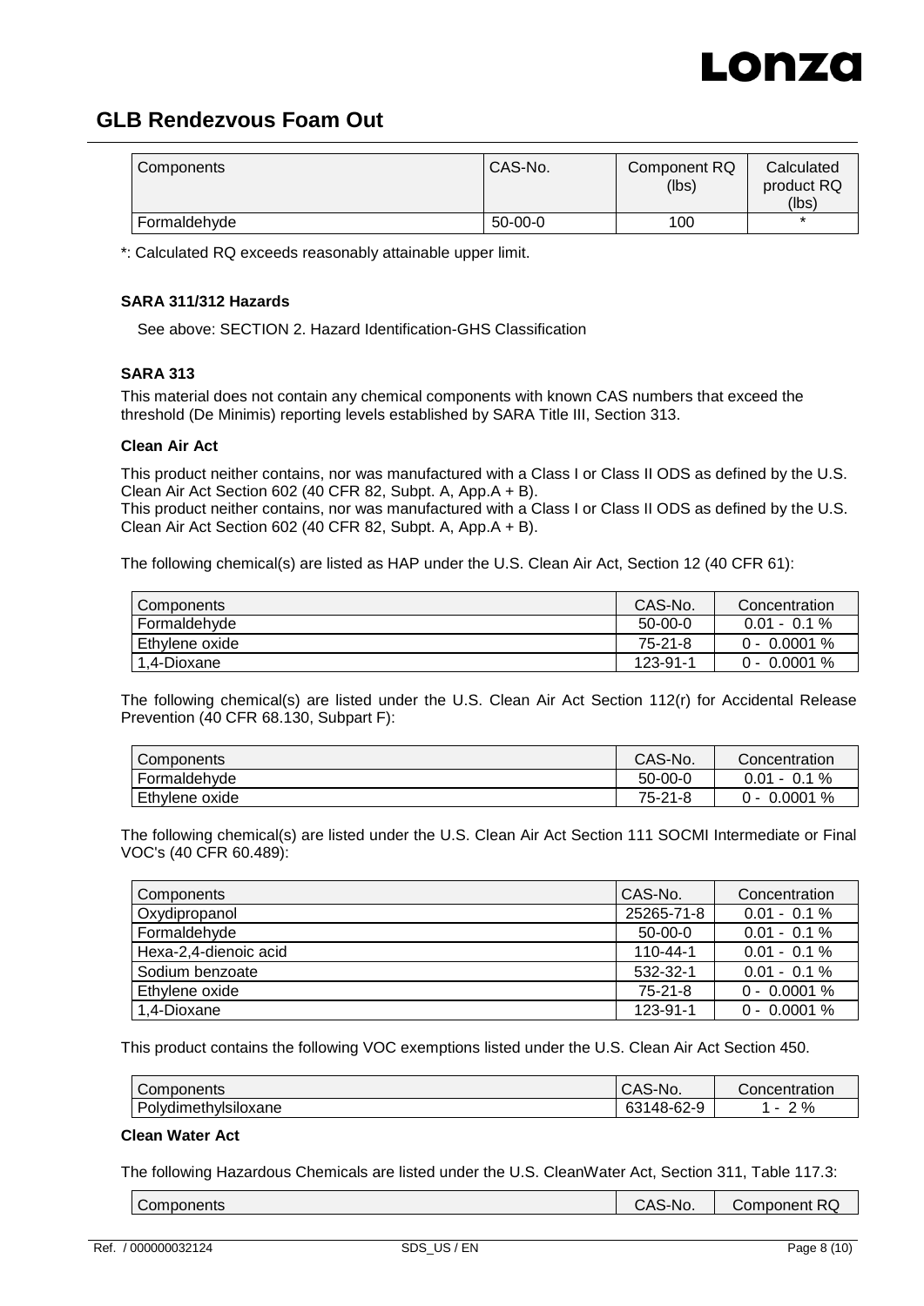| Components | CAS-No. | Component RQ (lbs) | Calculated product RQ (lbs) |
| --- | --- | --- | --- |
| Formaldehyde | 50-00-0 | 100 | * |

*: Calculated RQ exceeds reasonably attainable upper limit.

**SARA 311/312 Hazards**

See above: SECTION 2. Hazard Identification-GHS Classification

**SARA 313**

This material does not contain any chemical components with known CAS numbers that exceed the threshold (De Minimis) reporting levels established by SARA Title III, Section 313.

**Clean Air Act**

This product neither contains, nor was manufactured with a Class I or Class II ODS as defined by the U.S. Clean Air Act Section 602 (40 CFR 82, Subpt. A, App.A + B).
This product neither contains, nor was manufactured with a Class I or Class II ODS as defined by the U.S. Clean Air Act Section 602 (40 CFR 82, Subpt. A, App.A + B).

The following chemical(s) are listed as HAP under the U.S. Clean Air Act, Section 12 (40 CFR 61):

| Components | CAS-No. | Concentration |
| --- | --- | --- |
| Formaldehyde | 50-00-0 | 0.01 - 0.1 % |
| Ethylene oxide | 75-21-8 | 0 - 0.0001 % |
| 1,4-Dioxane | 123-91-1 | 0 - 0.0001 % |

The following chemical(s) are listed under the U.S. Clean Air Act Section 112(r) for Accidental Release Prevention (40 CFR 68.130, Subpart F):

| Components | CAS-No. | Concentration |
| --- | --- | --- |
| Formaldehyde | 50-00-0 | 0.01 - 0.1 % |
| Ethylene oxide | 75-21-8 | 0 - 0.0001 % |

The following chemical(s) are listed under the U.S. Clean Air Act Section 111 SOCMI Intermediate or Final VOC's (40 CFR 60.489):

| Components | CAS-No. | Concentration |
| --- | --- | --- |
| Oxydipropanol | 25265-71-8 | 0.01 - 0.1 % |
| Formaldehyde | 50-00-0 | 0.01 - 0.1 % |
| Hexa-2,4-dienoic acid | 110-44-1 | 0.01 - 0.1 % |
| Sodium benzoate | 532-32-1 | 0.01 - 0.1 % |
| Ethylene oxide | 75-21-8 | 0 - 0.0001 % |
| 1,4-Dioxane | 123-91-1 | 0 - 0.0001 % |

This product contains the following VOC exemptions listed under the U.S. Clean Air Act Section 450.

| Components | CAS-No. | Concentration |
| --- | --- | --- |
| Polydimethylsiloxane | 63148-62-9 | 1 - 2 % |

**Clean Water Act**

The following Hazardous Chemicals are listed under the U.S. CleanWater Act, Section 311, Table 117.3:

| Components | CAS-No. | Component RQ |
| --- | --- | --- |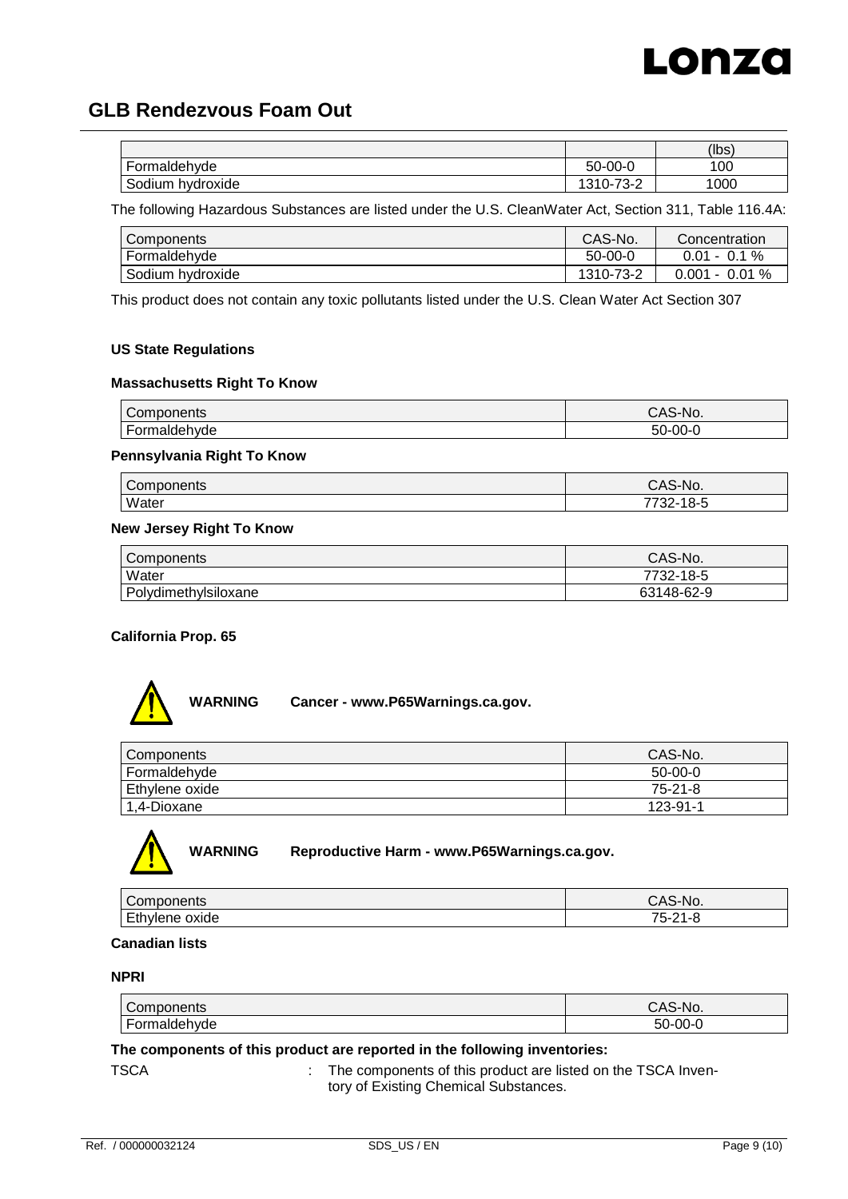| | | (lbs) |
|---|---|---|
| Formaldehyde | 50-00-0 | 100 |
| Sodium hydroxide | 1310-73-2 | 1000 |

The following Hazardous Substances are listed under the U.S. CleanWater Act, Section 311, Table 116.4A:

| Components | CAS-No. | Concentration |
|---|---|---|
| Formaldehyde | 50-00-0 | 0.01 - 0.1 % |
| Sodium hydroxide | 1310-73-2 | 0.001 - 0.01 % |

This product does not contain any toxic pollutants listed under the U.S. Clean Water Act Section 307

**US State Regulations**

**Massachusetts Right To Know**

| Components | CAS-No. |
|---|---|
| Formaldehyde | 50-00-0 |

**Pennsylvania Right To Know**

| Components | CAS-No. |
|---|---|
| Water | 7732-18-5 |

**New Jersey Right To Know**

| Components | CAS-No. |
|---|---|
| Water | 7732-18-5 |
| Polydimethylsiloxane | 63148-62-9 |

**California Prop. 65**

**WARNING** **Cancer - www.P65Warnings.ca.gov.**

| Components | CAS-No. |
|---|---|
| Formaldehyde | 50-00-0 |
| Ethylene oxide | 75-21-8 |
| 1,4-Dioxane | 123-91-1 |

**WARNING** **Reproductive Harm - www.P65Warnings.ca.gov.**

| Components | CAS-No. |
|---|---|
| Ethylene oxide | 75-21-8 |

**Canadian lists**

**NPRI**

| Components | CAS-No. |
|---|---|
| Formaldehyde | 50-00-0 |

**The components of this product are reported in the following inventories:**

TSCA : The components of this product are listed on the TSCA Inventory of Existing Chemical Substances.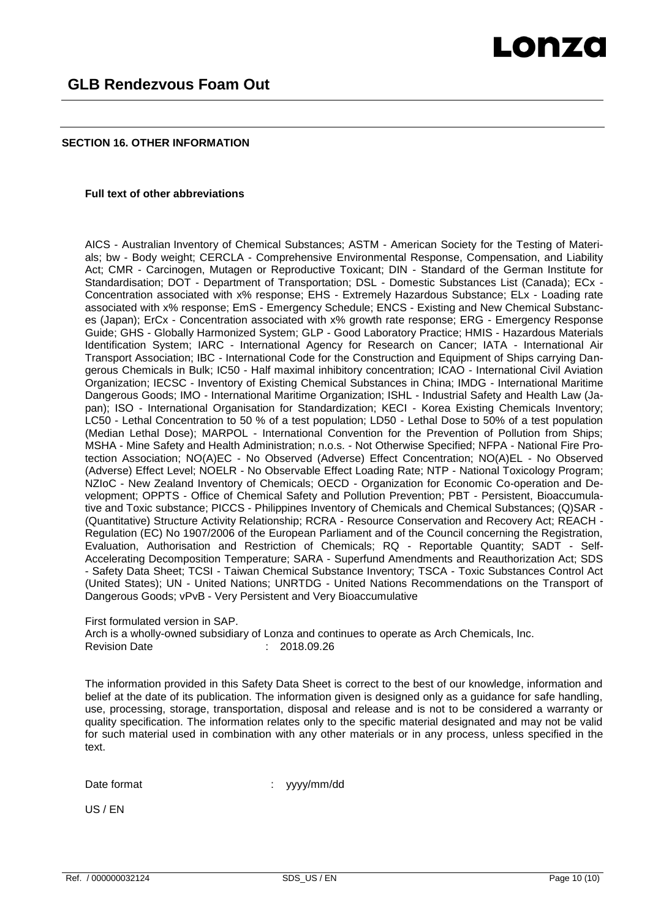# GLB Rendezvous Foam Out

## SECTION 16. OTHER INFORMATION

**Full text of other abbreviations**

AICS - Australian Inventory of Chemical Substances; ASTM - American Society for the Testing of Materials; bw - Body weight; CERCLA - Comprehensive Environmental Response, Compensation, and Liability Act; CMR - Carcinogen, Mutagen or Reproductive Toxicant; DIN - Standard of the German Institute for Standardisation; DOT - Department of Transportation; DSL - Domestic Substances List (Canada); ECx - Concentration associated with x% response; EHS - Extremely Hazardous Substance; ELx - Loading rate associated with x% response; EmS - Emergency Schedule; ENCS - Existing and New Chemical Substances (Japan); ErCx - Concentration associated with x% growth rate response; ERG - Emergency Response Guide; GHS - Globally Harmonized System; GLP - Good Laboratory Practice; HMIS - Hazardous Materials Identification System; IARC - International Agency for Research on Cancer; IATA - International Air Transport Association; IBC - International Code for the Construction and Equipment of Ships carrying Dangerous Chemicals in Bulk; IC50 - Half maximal inhibitory concentration; ICAO - International Civil Aviation Organization; IECSC - Inventory of Existing Chemical Substances in China; IMDG - International Maritime Dangerous Goods; IMO - International Maritime Organization; ISHL - Industrial Safety and Health Law (Japan); ISO - International Organisation for Standardization; KECI - Korea Existing Chemicals Inventory; LC50 - Lethal Concentration to 50 % of a test population; LD50 - Lethal Dose to 50% of a test population (Median Lethal Dose); MARPOL - International Convention for the Prevention of Pollution from Ships; MSHA - Mine Safety and Health Administration; n.o.s. - Not Otherwise Specified; NFPA - National Fire Protection Association; NO(A)EC - No Observed (Adverse) Effect Concentration; NO(A)EL - No Observed (Adverse) Effect Level; NOELR - No Observable Effect Loading Rate; NTP - National Toxicology Program; NZIoC - New Zealand Inventory of Chemicals; OECD - Organization for Economic Co-operation and Development; OPPTS - Office of Chemical Safety and Pollution Prevention; PBT - Persistent, Bioaccumulative and Toxic substance; PICCS - Philippines Inventory of Chemicals and Chemical Substances; (Q)SAR - (Quantitative) Structure Activity Relationship; RCRA - Resource Conservation and Recovery Act; REACH - Regulation (EC) No 1907/2006 of the European Parliament and of the Council concerning the Registration, Evaluation, Authorisation and Restriction of Chemicals; RQ - Reportable Quantity; SADT - Self-Accelerating Decomposition Temperature; SARA - Superfund Amendments and Reauthorization Act; SDS - Safety Data Sheet; TCSI - Taiwan Chemical Substance Inventory; TSCA - Toxic Substances Control Act (United States); UN - United Nations; UNRTDG - United Nations Recommendations on the Transport of Dangerous Goods; vPvB - Very Persistent and Very Bioaccumulative

First formulated version in SAP.
Arch is a wholly-owned subsidiary of Lonza and continues to operate as Arch Chemicals, Inc.
Revision Date : 2018.09.26

The information provided in this Safety Data Sheet is correct to the best of our knowledge, information and belief at the date of its publication. The information given is designed only as a guidance for safe handling, use, processing, storage, transportation, disposal and release and is not to be considered a warranty or quality specification. The information relates only to the specific material designated and may not be valid for such material used in combination with any other materials or in any process, unless specified in the text.

Date format : yyyy/mm/dd

US / EN